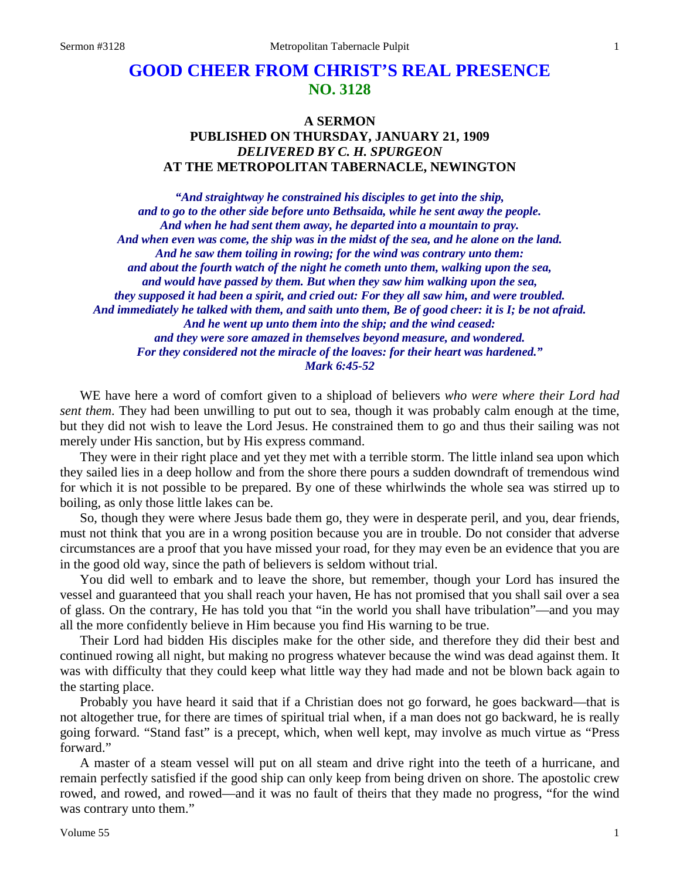# GOOD CHEER FROM CHRIST'S REAL PRESENCE
## NO. 3128

### A SERMON
### PUBLISHED ON THURSDAY, JANUARY 21, 1909
### *DELIVERED BY C. H. SPURGEON*
### AT THE METROPOLITAN TABERNACLE, NEWINGTON

*"And straightway he constrained his disciples to get into the ship, and to go to the other side before unto Bethsaida, while he sent away the people. And when he had sent them away, he departed into a mountain to pray. And when even was come, the ship was in the midst of the sea, and he alone on the land. And he saw them toiling in rowing; for the wind was contrary unto them: and about the fourth watch of the night he cometh unto them, walking upon the sea, and would have passed by them. But when they saw him walking upon the sea, they supposed it had been a spirit, and cried out: For they all saw him, and were troubled. And immediately he talked with them, and saith unto them, Be of good cheer: it is I; be not afraid. And he went up unto them into the ship; and the wind ceased: and they were sore amazed in themselves beyond measure, and wondered. For they considered not the miracle of the loaves: for their heart was hardened."*
*Mark 6:45-52*

WE have here a word of comfort given to a shipload of believers *who were where their Lord had sent them*. They had been unwilling to put out to sea, though it was probably calm enough at the time, but they did not wish to leave the Lord Jesus. He constrained them to go and thus their sailing was not merely under His sanction, but by His express command.

They were in their right place and yet they met with a terrible storm. The little inland sea upon which they sailed lies in a deep hollow and from the shore there pours a sudden downdraft of tremendous wind for which it is not possible to be prepared. By one of these whirlwinds the whole sea was stirred up to boiling, as only those little lakes can be.

So, though they were where Jesus bade them go, they were in desperate peril, and you, dear friends, must not think that you are in a wrong position because you are in trouble. Do not consider that adverse circumstances are a proof that you have missed your road, for they may even be an evidence that you are in the good old way, since the path of believers is seldom without trial.

You did well to embark and to leave the shore, but remember, though your Lord has insured the vessel and guaranteed that you shall reach your haven, He has not promised that you shall sail over a sea of glass. On the contrary, He has told you that "in the world you shall have tribulation"—and you may all the more confidently believe in Him because you find His warning to be true.

Their Lord had bidden His disciples make for the other side, and therefore they did their best and continued rowing all night, but making no progress whatever because the wind was dead against them. It was with difficulty that they could keep what little way they had made and not be blown back again to the starting place.

Probably you have heard it said that if a Christian does not go forward, he goes backward—that is not altogether true, for there are times of spiritual trial when, if a man does not go backward, he is really going forward. "Stand fast" is a precept, which, when well kept, may involve as much virtue as "Press forward."

A master of a steam vessel will put on all steam and drive right into the teeth of a hurricane, and remain perfectly satisfied if the good ship can only keep from being driven on shore. The apostolic crew rowed, and rowed, and rowed—and it was no fault of theirs that they made no progress, "for the wind was contrary unto them."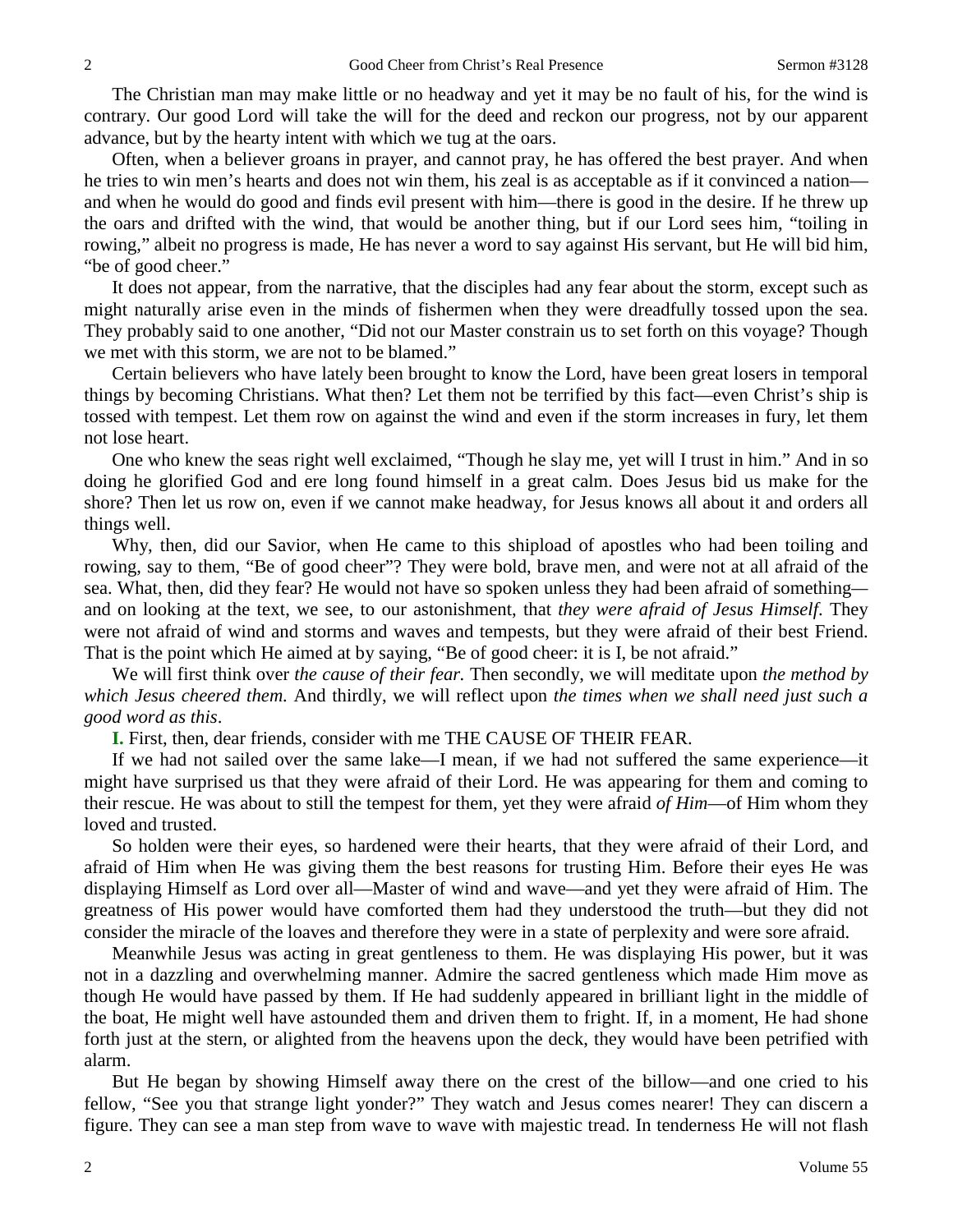The Christian man may make little or no headway and yet it may be no fault of his, for the wind is contrary. Our good Lord will take the will for the deed and reckon our progress, not by our apparent advance, but by the hearty intent with which we tug at the oars.

Often, when a believer groans in prayer, and cannot pray, he has offered the best prayer. And when he tries to win men's hearts and does not win them, his zeal is as acceptable as if it convinced a nation—and when he would do good and finds evil present with him—there is good in the desire. If he threw up the oars and drifted with the wind, that would be another thing, but if our Lord sees him, "toiling in rowing," albeit no progress is made, He has never a word to say against His servant, but He will bid him, "be of good cheer."

It does not appear, from the narrative, that the disciples had any fear about the storm, except such as might naturally arise even in the minds of fishermen when they were dreadfully tossed upon the sea. They probably said to one another, "Did not our Master constrain us to set forth on this voyage? Though we met with this storm, we are not to be blamed."

Certain believers who have lately been brought to know the Lord, have been great losers in temporal things by becoming Christians. What then? Let them not be terrified by this fact—even Christ's ship is tossed with tempest. Let them row on against the wind and even if the storm increases in fury, let them not lose heart.

One who knew the seas right well exclaimed, "Though he slay me, yet will I trust in him." And in so doing he glorified God and ere long found himself in a great calm. Does Jesus bid us make for the shore? Then let us row on, even if we cannot make headway, for Jesus knows all about it and orders all things well.

Why, then, did our Savior, when He came to this shipload of apostles who had been toiling and rowing, say to them, "Be of good cheer"? They were bold, brave men, and were not at all afraid of the sea. What, then, did they fear? He would not have so spoken unless they had been afraid of something—and on looking at the text, we see, to our astonishment, that *they were afraid of Jesus Himself*. They were not afraid of wind and storms and waves and tempests, but they were afraid of their best Friend. That is the point which He aimed at by saying, "Be of good cheer: it is I, be not afraid."

We will first think over *the cause of their fear.* Then secondly, we will meditate upon *the method by which Jesus cheered them.* And thirdly, we will reflect upon *the times when we shall need just such a good word as this*.

**I.** First, then, dear friends, consider with me THE CAUSE OF THEIR FEAR.

If we had not sailed over the same lake—I mean, if we had not suffered the same experience—it might have surprised us that they were afraid of their Lord. He was appearing for them and coming to their rescue. He was about to still the tempest for them, yet they were afraid *of Him*—of Him whom they loved and trusted.

So holden were their eyes, so hardened were their hearts, that they were afraid of their Lord, and afraid of Him when He was giving them the best reasons for trusting Him. Before their eyes He was displaying Himself as Lord over all—Master of wind and wave—and yet they were afraid of Him. The greatness of His power would have comforted them had they understood the truth—but they did not consider the miracle of the loaves and therefore they were in a state of perplexity and were sore afraid.

Meanwhile Jesus was acting in great gentleness to them. He was displaying His power, but it was not in a dazzling and overwhelming manner. Admire the sacred gentleness which made Him move as though He would have passed by them. If He had suddenly appeared in brilliant light in the middle of the boat, He might well have astounded them and driven them to fright. If, in a moment, He had shone forth just at the stern, or alighted from the heavens upon the deck, they would have been petrified with alarm.

But He began by showing Himself away there on the crest of the billow—and one cried to his fellow, "See you that strange light yonder?" They watch and Jesus comes nearer! They can discern a figure. They can see a man step from wave to wave with majestic tread. In tenderness He will not flash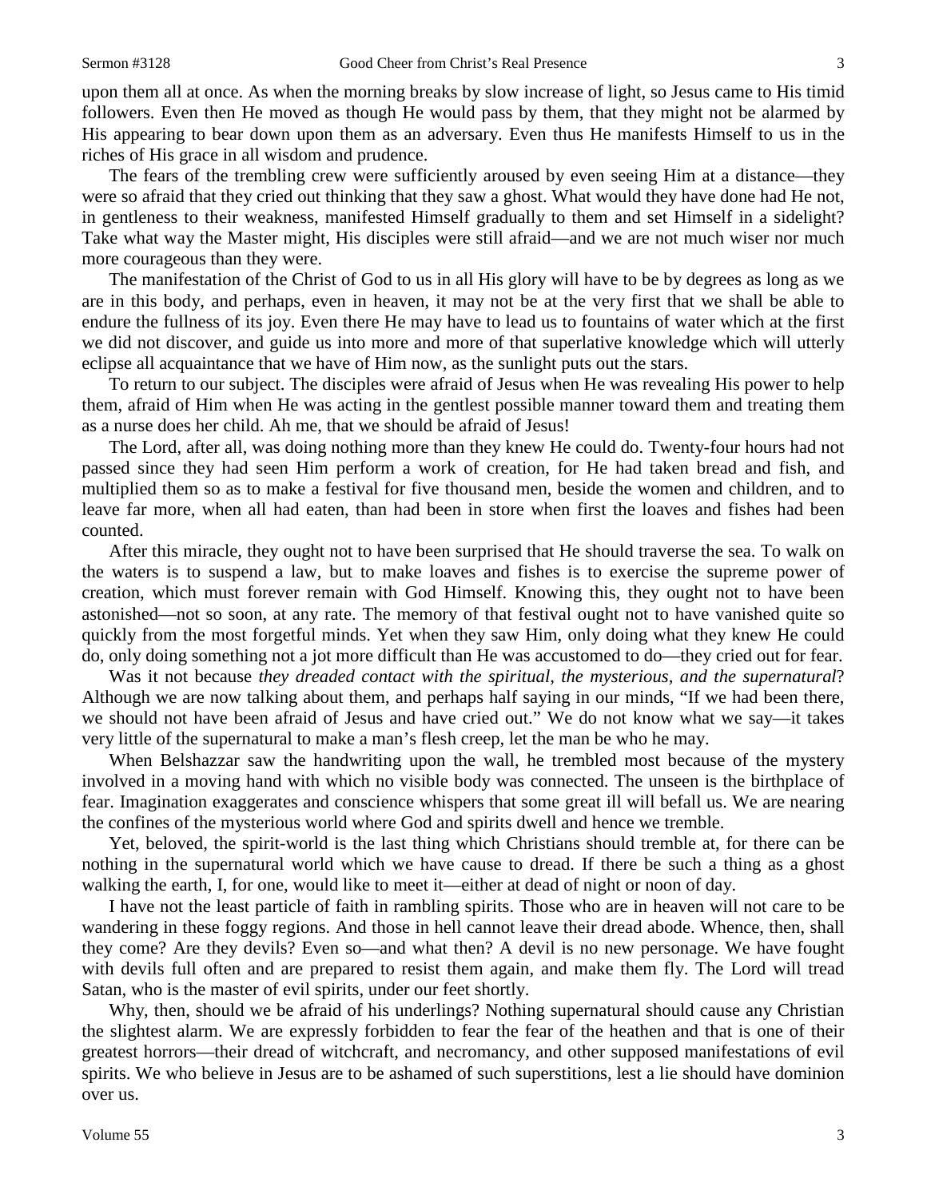upon them all at once. As when the morning breaks by slow increase of light, so Jesus came to His timid followers. Even then He moved as though He would pass by them, that they might not be alarmed by His appearing to bear down upon them as an adversary. Even thus He manifests Himself to us in the riches of His grace in all wisdom and prudence.

The fears of the trembling crew were sufficiently aroused by even seeing Him at a distance—they were so afraid that they cried out thinking that they saw a ghost. What would they have done had He not, in gentleness to their weakness, manifested Himself gradually to them and set Himself in a sidelight? Take what way the Master might, His disciples were still afraid—and we are not much wiser nor much more courageous than they were.

The manifestation of the Christ of God to us in all His glory will have to be by degrees as long as we are in this body, and perhaps, even in heaven, it may not be at the very first that we shall be able to endure the fullness of its joy. Even there He may have to lead us to fountains of water which at the first we did not discover, and guide us into more and more of that superlative knowledge which will utterly eclipse all acquaintance that we have of Him now, as the sunlight puts out the stars.

To return to our subject. The disciples were afraid of Jesus when He was revealing His power to help them, afraid of Him when He was acting in the gentlest possible manner toward them and treating them as a nurse does her child. Ah me, that we should be afraid of Jesus!

The Lord, after all, was doing nothing more than they knew He could do. Twenty-four hours had not passed since they had seen Him perform a work of creation, for He had taken bread and fish, and multiplied them so as to make a festival for five thousand men, beside the women and children, and to leave far more, when all had eaten, than had been in store when first the loaves and fishes had been counted.

After this miracle, they ought not to have been surprised that He should traverse the sea. To walk on the waters is to suspend a law, but to make loaves and fishes is to exercise the supreme power of creation, which must forever remain with God Himself. Knowing this, they ought not to have been astonished—not so soon, at any rate. The memory of that festival ought not to have vanished quite so quickly from the most forgetful minds. Yet when they saw Him, only doing what they knew He could do, only doing something not a jot more difficult than He was accustomed to do—they cried out for fear.

Was it not because *they dreaded contact with the spiritual, the mysterious, and the supernatural*? Although we are now talking about them, and perhaps half saying in our minds, "If we had been there, we should not have been afraid of Jesus and have cried out." We do not know what we say—it takes very little of the supernatural to make a man's flesh creep, let the man be who he may.

When Belshazzar saw the handwriting upon the wall, he trembled most because of the mystery involved in a moving hand with which no visible body was connected. The unseen is the birthplace of fear. Imagination exaggerates and conscience whispers that some great ill will befall us. We are nearing the confines of the mysterious world where God and spirits dwell and hence we tremble.

Yet, beloved, the spirit-world is the last thing which Christians should tremble at, for there can be nothing in the supernatural world which we have cause to dread. If there be such a thing as a ghost walking the earth, I, for one, would like to meet it—either at dead of night or noon of day.

I have not the least particle of faith in rambling spirits. Those who are in heaven will not care to be wandering in these foggy regions. And those in hell cannot leave their dread abode. Whence, then, shall they come? Are they devils? Even so—and what then? A devil is no new personage. We have fought with devils full often and are prepared to resist them again, and make them fly. The Lord will tread Satan, who is the master of evil spirits, under our feet shortly.

Why, then, should we be afraid of his underlings? Nothing supernatural should cause any Christian the slightest alarm. We are expressly forbidden to fear the fear of the heathen and that is one of their greatest horrors—their dread of witchcraft, and necromancy, and other supposed manifestations of evil spirits. We who believe in Jesus are to be ashamed of such superstitions, lest a lie should have dominion over us.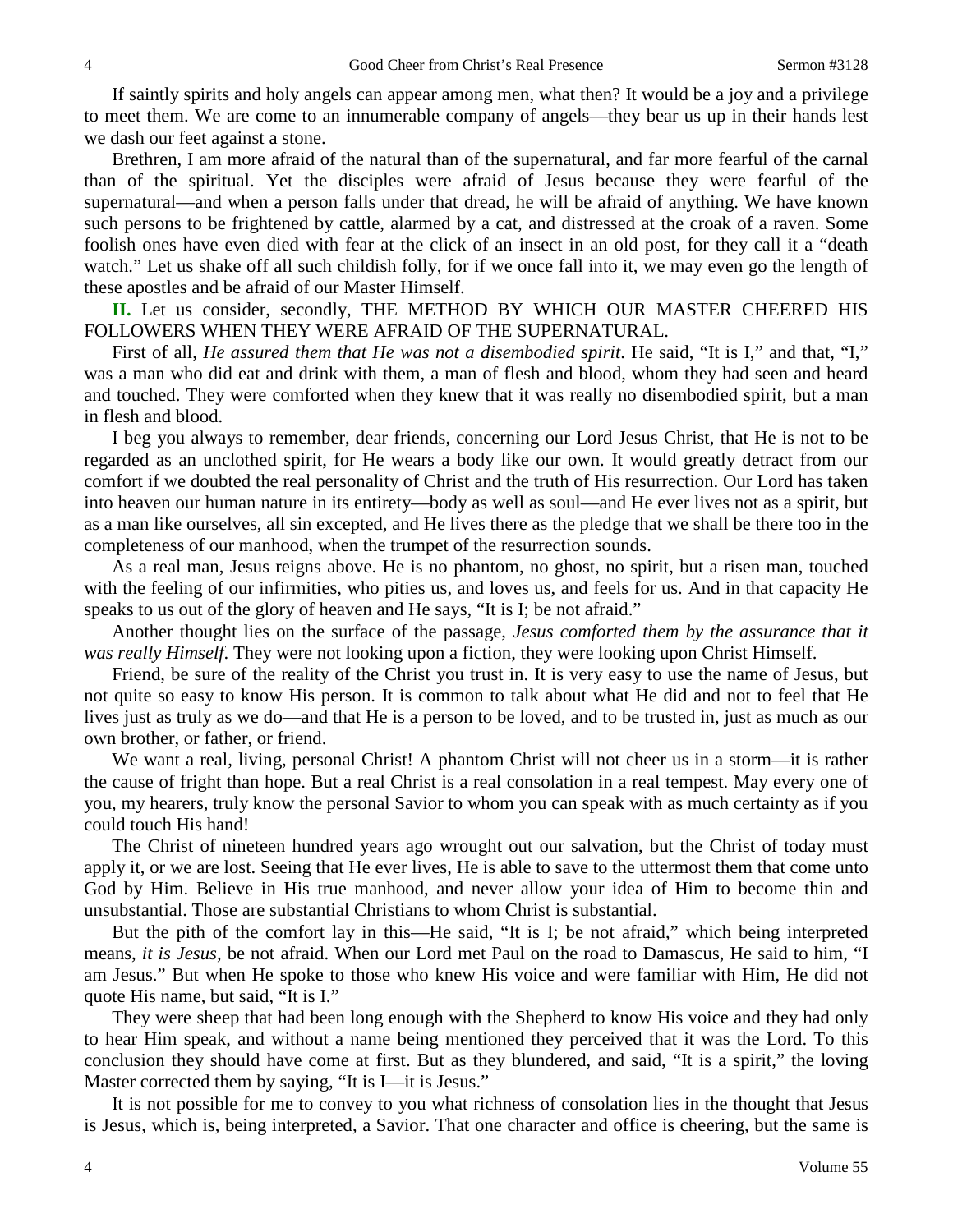If saintly spirits and holy angels can appear among men, what then? It would be a joy and a privilege to meet them. We are come to an innumerable company of angels—they bear us up in their hands lest we dash our feet against a stone.

Brethren, I am more afraid of the natural than of the supernatural, and far more fearful of the carnal than of the spiritual. Yet the disciples were afraid of Jesus because they were fearful of the supernatural—and when a person falls under that dread, he will be afraid of anything. We have known such persons to be frightened by cattle, alarmed by a cat, and distressed at the croak of a raven. Some foolish ones have even died with fear at the click of an insect in an old post, for they call it a "death watch." Let us shake off all such childish folly, for if we once fall into it, we may even go the length of these apostles and be afraid of our Master Himself.

**II.** Let us consider, secondly, THE METHOD BY WHICH OUR MASTER CHEERED HIS FOLLOWERS WHEN THEY WERE AFRAID OF THE SUPERNATURAL.

First of all, *He assured them that He was not a disembodied spirit*. He said, "It is I," and that, "I," was a man who did eat and drink with them, a man of flesh and blood, whom they had seen and heard and touched. They were comforted when they knew that it was really no disembodied spirit, but a man in flesh and blood.

I beg you always to remember, dear friends, concerning our Lord Jesus Christ, that He is not to be regarded as an unclothed spirit, for He wears a body like our own. It would greatly detract from our comfort if we doubted the real personality of Christ and the truth of His resurrection. Our Lord has taken into heaven our human nature in its entirety—body as well as soul—and He ever lives not as a spirit, but as a man like ourselves, all sin excepted, and He lives there as the pledge that we shall be there too in the completeness of our manhood, when the trumpet of the resurrection sounds.

As a real man, Jesus reigns above. He is no phantom, no ghost, no spirit, but a risen man, touched with the feeling of our infirmities, who pities us, and loves us, and feels for us. And in that capacity He speaks to us out of the glory of heaven and He says, "It is I; be not afraid."

Another thought lies on the surface of the passage, *Jesus comforted them by the assurance that it was really Himself*. They were not looking upon a fiction, they were looking upon Christ Himself.

Friend, be sure of the reality of the Christ you trust in. It is very easy to use the name of Jesus, but not quite so easy to know His person. It is common to talk about what He did and not to feel that He lives just as truly as we do—and that He is a person to be loved, and to be trusted in, just as much as our own brother, or father, or friend.

We want a real, living, personal Christ! A phantom Christ will not cheer us in a storm—it is rather the cause of fright than hope. But a real Christ is a real consolation in a real tempest. May every one of you, my hearers, truly know the personal Savior to whom you can speak with as much certainty as if you could touch His hand!

The Christ of nineteen hundred years ago wrought out our salvation, but the Christ of today must apply it, or we are lost. Seeing that He ever lives, He is able to save to the uttermost them that come unto God by Him. Believe in His true manhood, and never allow your idea of Him to become thin and unsubstantial. Those are substantial Christians to whom Christ is substantial.

But the pith of the comfort lay in this—He said, "It is I; be not afraid," which being interpreted means, *it is Jesus*, be not afraid. When our Lord met Paul on the road to Damascus, He said to him, "I am Jesus." But when He spoke to those who knew His voice and were familiar with Him, He did not quote His name, but said, "It is I."

They were sheep that had been long enough with the Shepherd to know His voice and they had only to hear Him speak, and without a name being mentioned they perceived that it was the Lord. To this conclusion they should have come at first. But as they blundered, and said, "It is a spirit," the loving Master corrected them by saying, "It is I—it is Jesus."

It is not possible for me to convey to you what richness of consolation lies in the thought that Jesus is Jesus, which is, being interpreted, a Savior. That one character and office is cheering, but the same is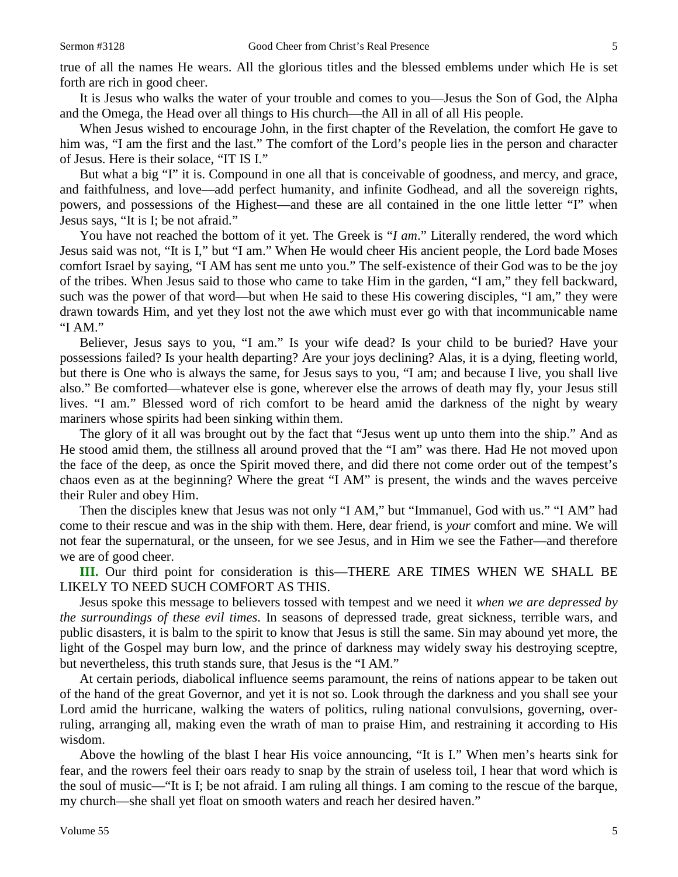true of all the names He wears. All the glorious titles and the blessed emblems under which He is set forth are rich in good cheer.

It is Jesus who walks the water of your trouble and comes to you—Jesus the Son of God, the Alpha and the Omega, the Head over all things to His church—the All in all of all His people.

When Jesus wished to encourage John, in the first chapter of the Revelation, the comfort He gave to him was, "I am the first and the last." The comfort of the Lord's people lies in the person and character of Jesus. Here is their solace, "IT IS I."

But what a big "I" it is. Compound in one all that is conceivable of goodness, and mercy, and grace, and faithfulness, and love—add perfect humanity, and infinite Godhead, and all the sovereign rights, powers, and possessions of the Highest—and these are all contained in the one little letter "I" when Jesus says, "It is I; be not afraid."

You have not reached the bottom of it yet. The Greek is "*I am*." Literally rendered, the word which Jesus said was not, "It is I," but "I am." When He would cheer His ancient people, the Lord bade Moses comfort Israel by saying, "I AM has sent me unto you." The self-existence of their God was to be the joy of the tribes. When Jesus said to those who came to take Him in the garden, "I am," they fell backward, such was the power of that word—but when He said to these His cowering disciples, "I am," they were drawn towards Him, and yet they lost not the awe which must ever go with that incommunicable name "I AM."

Believer, Jesus says to you, "I am." Is your wife dead? Is your child to be buried? Have your possessions failed? Is your health departing? Are your joys declining? Alas, it is a dying, fleeting world, but there is One who is always the same, for Jesus says to you, "I am; and because I live, you shall live also." Be comforted—whatever else is gone, wherever else the arrows of death may fly, your Jesus still lives. "I am." Blessed word of rich comfort to be heard amid the darkness of the night by weary mariners whose spirits had been sinking within them.

The glory of it all was brought out by the fact that "Jesus went up unto them into the ship." And as He stood amid them, the stillness all around proved that the "I am" was there. Had He not moved upon the face of the deep, as once the Spirit moved there, and did there not come order out of the tempest's chaos even as at the beginning? Where the great "I AM" is present, the winds and the waves perceive their Ruler and obey Him.

Then the disciples knew that Jesus was not only "I AM," but "Immanuel, God with us." "I AM" had come to their rescue and was in the ship with them. Here, dear friend, is *your* comfort and mine. We will not fear the supernatural, or the unseen, for we see Jesus, and in Him we see the Father—and therefore we are of good cheer.

**III.** Our third point for consideration is this—THERE ARE TIMES WHEN WE SHALL BE LIKELY TO NEED SUCH COMFORT AS THIS.

Jesus spoke this message to believers tossed with tempest and we need it *when we are depressed by the surroundings of these evil times*. In seasons of depressed trade, great sickness, terrible wars, and public disasters, it is balm to the spirit to know that Jesus is still the same. Sin may abound yet more, the light of the Gospel may burn low, and the prince of darkness may widely sway his destroying sceptre, but nevertheless, this truth stands sure, that Jesus is the "I AM."

At certain periods, diabolical influence seems paramount, the reins of nations appear to be taken out of the hand of the great Governor, and yet it is not so. Look through the darkness and you shall see your Lord amid the hurricane, walking the waters of politics, ruling national convulsions, governing, over-ruling, arranging all, making even the wrath of man to praise Him, and restraining it according to His wisdom.

Above the howling of the blast I hear His voice announcing, "It is I." When men's hearts sink for fear, and the rowers feel their oars ready to snap by the strain of useless toil, I hear that word which is the soul of music—"It is I; be not afraid. I am ruling all things. I am coming to the rescue of the barque, my church—she shall yet float on smooth waters and reach her desired haven."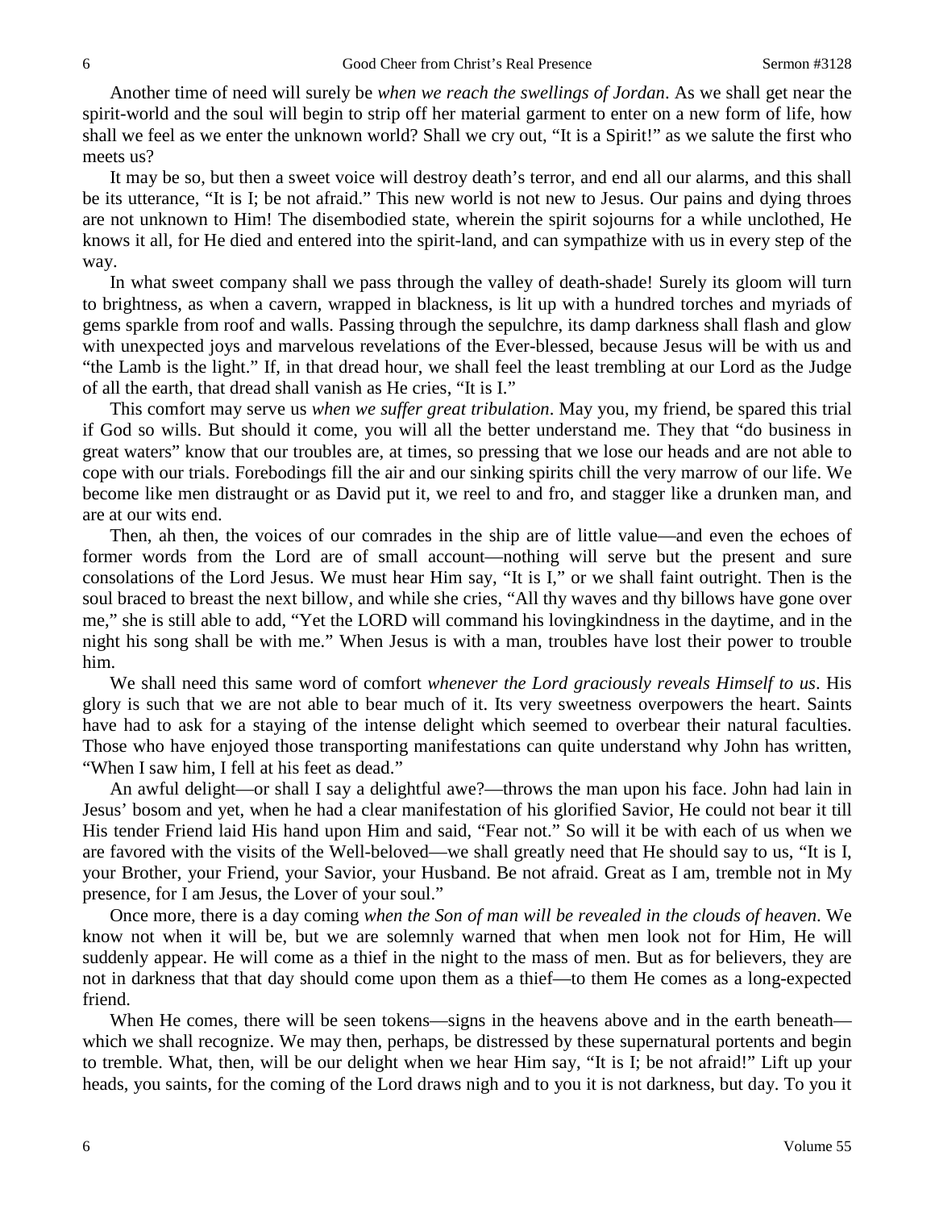Another time of need will surely be *when we reach the swellings of Jordan*. As we shall get near the spirit-world and the soul will begin to strip off her material garment to enter on a new form of life, how shall we feel as we enter the unknown world? Shall we cry out, "It is a Spirit!" as we salute the first who meets us?

It may be so, but then a sweet voice will destroy death's terror, and end all our alarms, and this shall be its utterance, "It is I; be not afraid." This new world is not new to Jesus. Our pains and dying throes are not unknown to Him! The disembodied state, wherein the spirit sojourns for a while unclothed, He knows it all, for He died and entered into the spirit-land, and can sympathize with us in every step of the way.

In what sweet company shall we pass through the valley of death-shade! Surely its gloom will turn to brightness, as when a cavern, wrapped in blackness, is lit up with a hundred torches and myriads of gems sparkle from roof and walls. Passing through the sepulchre, its damp darkness shall flash and glow with unexpected joys and marvelous revelations of the Ever-blessed, because Jesus will be with us and "the Lamb is the light." If, in that dread hour, we shall feel the least trembling at our Lord as the Judge of all the earth, that dread shall vanish as He cries, "It is I."

This comfort may serve us *when we suffer great tribulation*. May you, my friend, be spared this trial if God so wills. But should it come, you will all the better understand me. They that "do business in great waters" know that our troubles are, at times, so pressing that we lose our heads and are not able to cope with our trials. Forebodings fill the air and our sinking spirits chill the very marrow of our life. We become like men distraught or as David put it, we reel to and fro, and stagger like a drunken man, and are at our wits end.

Then, ah then, the voices of our comrades in the ship are of little value—and even the echoes of former words from the Lord are of small account—nothing will serve but the present and sure consolations of the Lord Jesus. We must hear Him say, "It is I," or we shall faint outright. Then is the soul braced to breast the next billow, and while she cries, "All thy waves and thy billows have gone over me," she is still able to add, "Yet the LORD will command his lovingkindness in the daytime, and in the night his song shall be with me." When Jesus is with a man, troubles have lost their power to trouble him.

We shall need this same word of comfort *whenever the Lord graciously reveals Himself to us*. His glory is such that we are not able to bear much of it. Its very sweetness overpowers the heart. Saints have had to ask for a staying of the intense delight which seemed to overbear their natural faculties. Those who have enjoyed those transporting manifestations can quite understand why John has written, "When I saw him, I fell at his feet as dead."

An awful delight—or shall I say a delightful awe?—throws the man upon his face. John had lain in Jesus' bosom and yet, when he had a clear manifestation of his glorified Savior, He could not bear it till His tender Friend laid His hand upon Him and said, "Fear not." So will it be with each of us when we are favored with the visits of the Well-beloved—we shall greatly need that He should say to us, "It is I, your Brother, your Friend, your Savior, your Husband. Be not afraid. Great as I am, tremble not in My presence, for I am Jesus, the Lover of your soul."

Once more, there is a day coming *when the Son of man will be revealed in the clouds of heaven*. We know not when it will be, but we are solemnly warned that when men look not for Him, He will suddenly appear. He will come as a thief in the night to the mass of men. But as for believers, they are not in darkness that that day should come upon them as a thief—to them He comes as a long-expected friend.

When He comes, there will be seen tokens—signs in the heavens above and in the earth beneath—which we shall recognize. We may then, perhaps, be distressed by these supernatural portents and begin to tremble. What, then, will be our delight when we hear Him say, "It is I; be not afraid!" Lift up your heads, you saints, for the coming of the Lord draws nigh and to you it is not darkness, but day. To you it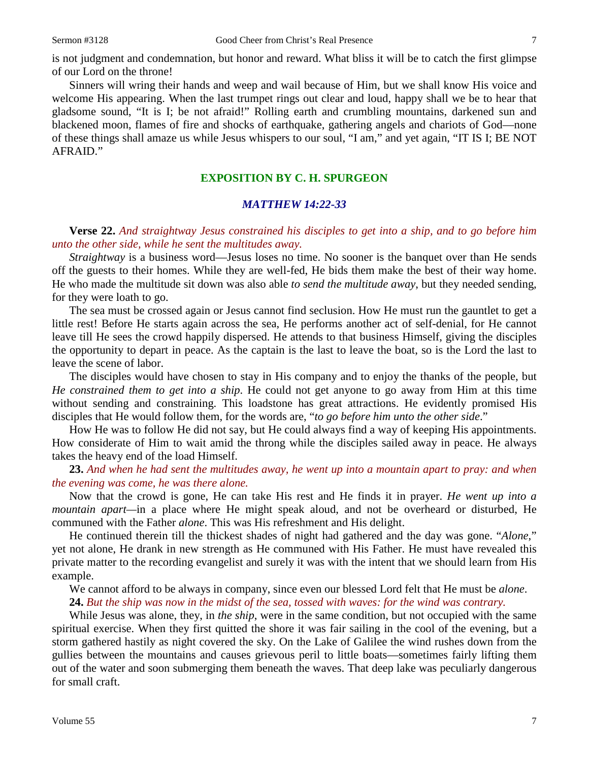is not judgment and condemnation, but honor and reward. What bliss it will be to catch the first glimpse of our Lord on the throne!

Sinners will wring their hands and weep and wail because of Him, but we shall know His voice and welcome His appearing. When the last trumpet rings out clear and loud, happy shall we be to hear that gladsome sound, "It is I; be not afraid!" Rolling earth and crumbling mountains, darkened sun and blackened moon, flames of fire and shocks of earthquake, gathering angels and chariots of God—none of these things shall amaze us while Jesus whispers to our soul, "I am," and yet again, "IT IS I; BE NOT AFRAID."

## EXPOSITION BY C. H. SPURGEON

### *MATTHEW 14:22-33*

**Verse 22.** *And straightway Jesus constrained his disciples to get into a ship, and to go before him unto the other side, while he sent the multitudes away.*

*Straightway* is a business word—Jesus loses no time. No sooner is the banquet over than He sends off the guests to their homes. While they are well-fed, He bids them make the best of their way home. He who made the multitude sit down was also able *to send the multitude away*, but they needed sending, for they were loath to go.

The sea must be crossed again or Jesus cannot find seclusion. How He must run the gauntlet to get a little rest! Before He starts again across the sea, He performs another act of self-denial, for He cannot leave till He sees the crowd happily dispersed. He attends to that business Himself, giving the disciples the opportunity to depart in peace. As the captain is the last to leave the boat, so is the Lord the last to leave the scene of labor.

The disciples would have chosen to stay in His company and to enjoy the thanks of the people, but *He constrained them to get into a ship*. He could not get anyone to go away from Him at this time without sending and constraining. This loadstone has great attractions. He evidently promised His disciples that He would follow them, for the words are, "*to go before him unto the other side*."

How He was to follow He did not say, but He could always find a way of keeping His appointments. How considerate of Him to wait amid the throng while the disciples sailed away in peace. He always takes the heavy end of the load Himself.

**23.** *And when he had sent the multitudes away, he went up into a mountain apart to pray: and when the evening was come, he was there alone.*

Now that the crowd is gone, He can take His rest and He finds it in prayer. *He went up into a mountain apart*—in a place where He might speak aloud, and not be overheard or disturbed, He communed with the Father *alone*. This was His refreshment and His delight.

He continued therein till the thickest shades of night had gathered and the day was gone. "*Alone*," yet not alone, He drank in new strength as He communed with His Father. He must have revealed this private matter to the recording evangelist and surely it was with the intent that we should learn from His example.

We cannot afford to be always in company, since even our blessed Lord felt that He must be *alone*.

**24.** *But the ship was now in the midst of the sea, tossed with waves: for the wind was contrary.*

While Jesus was alone, they, in *the ship*, were in the same condition, but not occupied with the same spiritual exercise. When they first quitted the shore it was fair sailing in the cool of the evening, but a storm gathered hastily as night covered the sky. On the Lake of Galilee the wind rushes down from the gullies between the mountains and causes grievous peril to little boats—sometimes fairly lifting them out of the water and soon submerging them beneath the waves. That deep lake was peculiarly dangerous for small craft.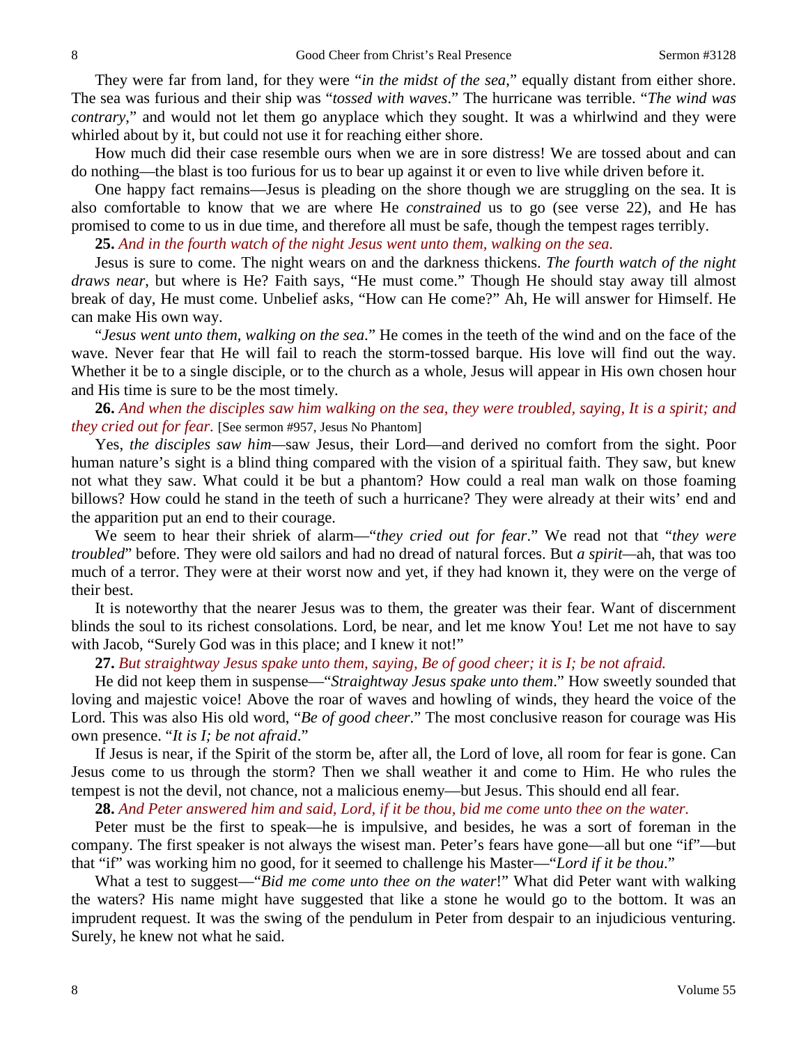They were far from land, for they were "*in the midst of the sea*," equally distant from either shore. The sea was furious and their ship was "*tossed with waves*." The hurricane was terrible. "*The wind was contrary*," and would not let them go anyplace which they sought. It was a whirlwind and they were whirled about by it, but could not use it for reaching either shore.

How much did their case resemble ours when we are in sore distress! We are tossed about and can do nothing—the blast is too furious for us to bear up against it or even to live while driven before it.

One happy fact remains—Jesus is pleading on the shore though we are struggling on the sea. It is also comfortable to know that we are where He *constrained* us to go (see verse 22), and He has promised to come to us in due time, and therefore all must be safe, though the tempest rages terribly.

**25.** *And in the fourth watch of the night Jesus went unto them, walking on the sea.*

Jesus is sure to come. The night wears on and the darkness thickens. *The fourth watch of the night draws near*, but where is He? Faith says, "He must come." Though He should stay away till almost break of day, He must come. Unbelief asks, "How can He come?" Ah, He will answer for Himself. He can make His own way.

"*Jesus went unto them, walking on the sea*." He comes in the teeth of the wind and on the face of the wave. Never fear that He will fail to reach the storm-tossed barque. His love will find out the way. Whether it be to a single disciple, or to the church as a whole, Jesus will appear in His own chosen hour and His time is sure to be the most timely.

**26.** *And when the disciples saw him walking on the sea, they were troubled, saying, It is a spirit; and they cried out for fear.* [See sermon #957, Jesus No Phantom]

Yes, *the disciples saw him*—saw Jesus, their Lord—and derived no comfort from the sight. Poor human nature's sight is a blind thing compared with the vision of a spiritual faith. They saw, but knew not what they saw. What could it be but a phantom? How could a real man walk on those foaming billows? How could he stand in the teeth of such a hurricane? They were already at their wits' end and the apparition put an end to their courage.

We seem to hear their shriek of alarm—"*they cried out for fear*." We read not that "*they were troubled*" before. They were old sailors and had no dread of natural forces. But *a spirit*—ah, that was too much of a terror. They were at their worst now and yet, if they had known it, they were on the verge of their best.

It is noteworthy that the nearer Jesus was to them, the greater was their fear. Want of discernment blinds the soul to its richest consolations. Lord, be near, and let me know You! Let me not have to say with Jacob, "Surely God was in this place; and I knew it not!"

**27.** *But straightway Jesus spake unto them, saying, Be of good cheer; it is I; be not afraid.*

He did not keep them in suspense—"*Straightway Jesus spake unto them*." How sweetly sounded that loving and majestic voice! Above the roar of waves and howling of winds, they heard the voice of the Lord. This was also His old word, "*Be of good cheer*." The most conclusive reason for courage was His own presence. "*It is I; be not afraid*."

If Jesus is near, if the Spirit of the storm be, after all, the Lord of love, all room for fear is gone. Can Jesus come to us through the storm? Then we shall weather it and come to Him. He who rules the tempest is not the devil, not chance, not a malicious enemy—but Jesus. This should end all fear.

**28.** *And Peter answered him and said, Lord, if it be thou, bid me come unto thee on the water.*

Peter must be the first to speak—he is impulsive, and besides, he was a sort of foreman in the company. The first speaker is not always the wisest man. Peter's fears have gone—all but one "if"—but that "if" was working him no good, for it seemed to challenge his Master—"*Lord if it be thou*."

What a test to suggest—"*Bid me come unto thee on the water*!" What did Peter want with walking the waters? His name might have suggested that like a stone he would go to the bottom. It was an imprudent request. It was the swing of the pendulum in Peter from despair to an injudicious venturing. Surely, he knew not what he said.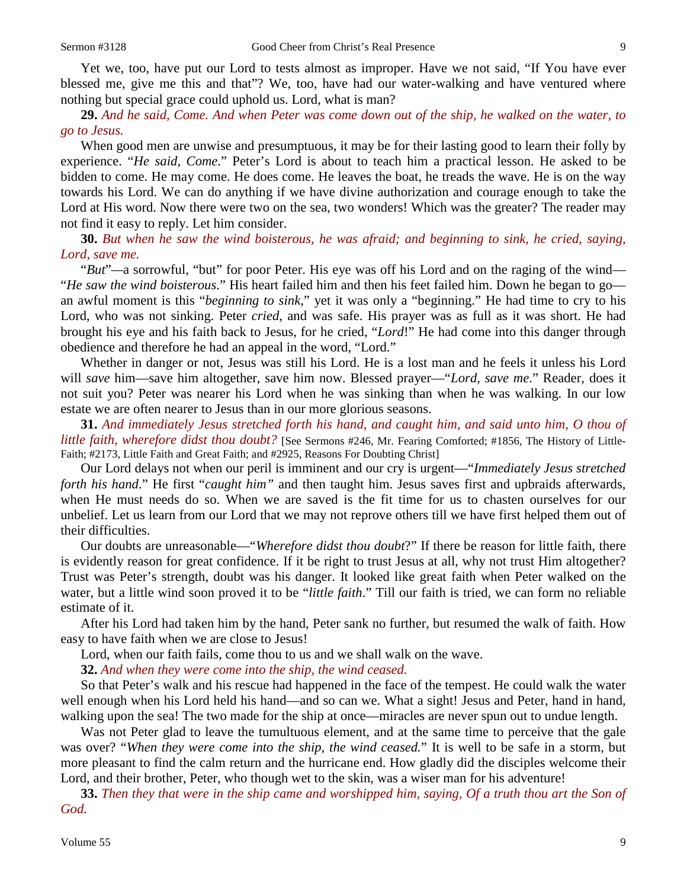Yet we, too, have put our Lord to tests almost as improper. Have we not said, "If You have ever blessed me, give me this and that"? We, too, have had our water-walking and have ventured where nothing but special grace could uphold us. Lord, what is man?

**29.** *And he said, Come. And when Peter was come down out of the ship, he walked on the water, to go to Jesus.*

When good men are unwise and presumptuous, it may be for their lasting good to learn their folly by experience. "*He said, Come*." Peter's Lord is about to teach him a practical lesson. He asked to be bidden to come. He may come. He does come. He leaves the boat, he treads the wave. He is on the way towards his Lord. We can do anything if we have divine authorization and courage enough to take the Lord at His word. Now there were two on the sea, two wonders! Which was the greater? The reader may not find it easy to reply. Let him consider.

**30.** *But when he saw the wind boisterous, he was afraid; and beginning to sink, he cried, saying, Lord, save me.*

"*But*"—a sorrowful, "but" for poor Peter. His eye was off his Lord and on the raging of the wind—"*He saw the wind boisterous*." His heart failed him and then his feet failed him. Down he began to go—an awful moment is this "*beginning to sink*," yet it was only a "beginning." He had time to cry to his Lord, who was not sinking. Peter *cried*, and was safe. His prayer was as full as it was short. He had brought his eye and his faith back to Jesus, for he cried, "*Lord*!" He had come into this danger through obedience and therefore he had an appeal in the word, "Lord."

Whether in danger or not, Jesus was still his Lord. He is a lost man and he feels it unless his Lord will *save* him—save him altogether, save him now. Blessed prayer—"*Lord, save me*." Reader, does it not suit you? Peter was nearer his Lord when he was sinking than when he was walking. In our low estate we are often nearer to Jesus than in our more glorious seasons.

**31.** *And immediately Jesus stretched forth his hand, and caught him, and said unto him, O thou of little faith, wherefore didst thou doubt?* [See Sermons #246, Mr. Fearing Comforted; #1856, The History of Little-Faith; #2173, Little Faith and Great Faith; and #2925, Reasons For Doubting Christ]

Our Lord delays not when our peril is imminent and our cry is urgent—"*Immediately Jesus stretched forth his hand*." He first "*caught him"* and then taught him. Jesus saves first and upbraids afterwards, when He must needs do so. When we are saved is the fit time for us to chasten ourselves for our unbelief. Let us learn from our Lord that we may not reprove others till we have first helped them out of their difficulties.

Our doubts are unreasonable—"*Wherefore didst thou doubt*?" If there be reason for little faith, there is evidently reason for great confidence. If it be right to trust Jesus at all, why not trust Him altogether? Trust was Peter's strength, doubt was his danger. It looked like great faith when Peter walked on the water, but a little wind soon proved it to be "*little faith*." Till our faith is tried, we can form no reliable estimate of it.

After his Lord had taken him by the hand, Peter sank no further, but resumed the walk of faith. How easy to have faith when we are close to Jesus!

Lord, when our faith fails, come thou to us and we shall walk on the wave.

**32.** *And when they were come into the ship, the wind ceased.*

So that Peter's walk and his rescue had happened in the face of the tempest. He could walk the water well enough when his Lord held his hand—and so can we. What a sight! Jesus and Peter, hand in hand, walking upon the sea! The two made for the ship at once—miracles are never spun out to undue length.

Was not Peter glad to leave the tumultuous element, and at the same time to perceive that the gale was over? "*When they were come into the ship, the wind ceased.*" It is well to be safe in a storm, but more pleasant to find the calm return and the hurricane end. How gladly did the disciples welcome their Lord, and their brother, Peter, who though wet to the skin, was a wiser man for his adventure!

**33.** *Then they that were in the ship came and worshipped him, saying, Of a truth thou art the Son of God.*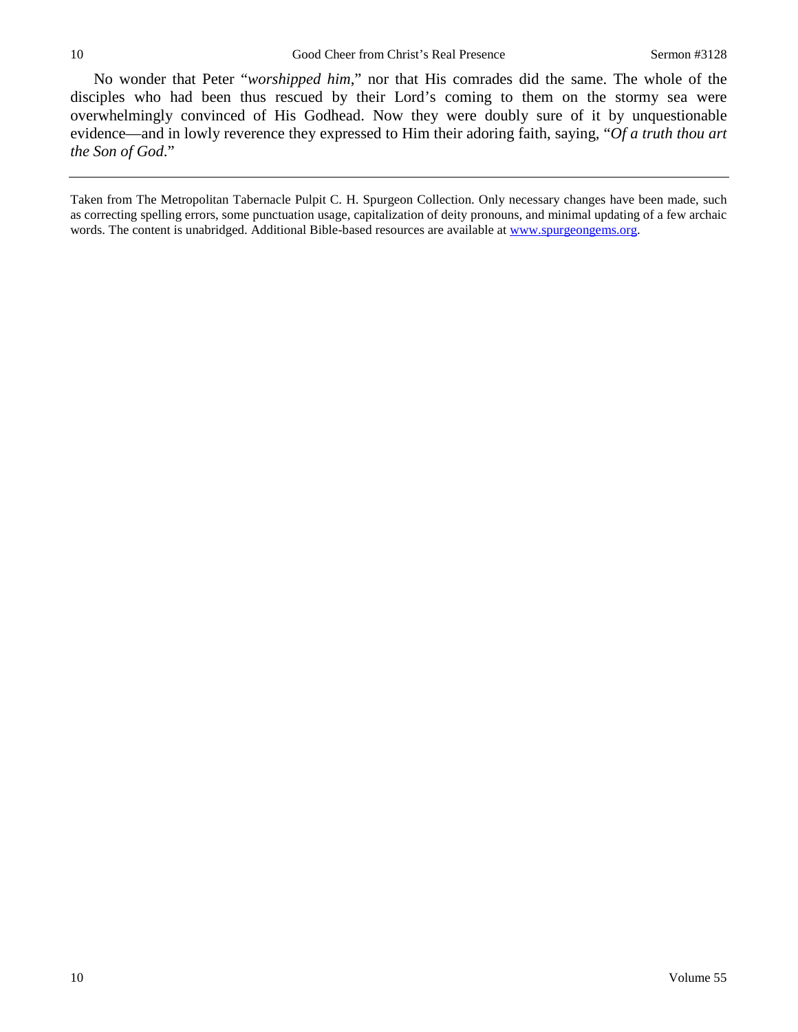No wonder that Peter "*worshipped him*," nor that His comrades did the same. The whole of the disciples who had been thus rescued by their Lord's coming to them on the stormy sea were overwhelmingly convinced of His Godhead. Now they were doubly sure of it by unquestionable evidence—and in lowly reverence they expressed to Him their adoring faith, saying, "*Of a truth thou art the Son of God*."

---

Taken from The Metropolitan Tabernacle Pulpit C. H. Spurgeon Collection. Only necessary changes have been made, such as correcting spelling errors, some punctuation usage, capitalization of deity pronouns, and minimal updating of a few archaic words. The content is unabridged. Additional Bible-based resources are available at www.spurgeongems.org.